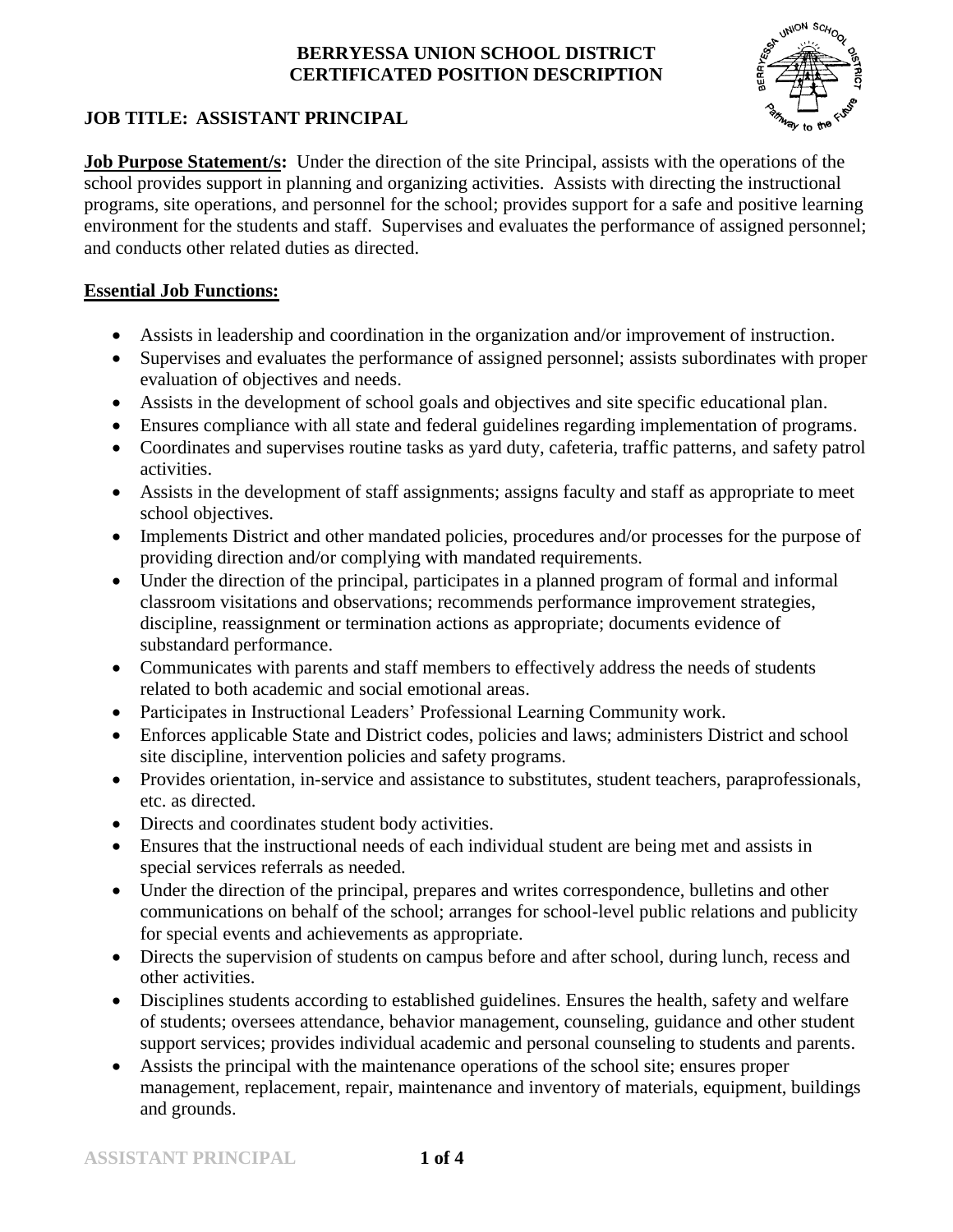**BERRYESSA UNION SCHOOL DISTRICT**
**CERTIFICATED POSITION DESCRIPTION**

**JOB TITLE: ASSISTANT PRINCIPAL**

**Job Purpose Statement/s:** Under the direction of the site Principal, assists with the operations of the school provides support in planning and organizing activities. Assists with directing the instructional programs, site operations, and personnel for the school; provides support for a safe and positive learning environment for the students and staff. Supervises and evaluates the performance of assigned personnel; and conducts other related duties as directed.

**Essential Job Functions:**

- Assists in leadership and coordination in the organization and/or improvement of instruction.
- Supervises and evaluates the performance of assigned personnel; assists subordinates with proper evaluation of objectives and needs.
- Assists in the development of school goals and objectives and site specific educational plan.
- Ensures compliance with all state and federal guidelines regarding implementation of programs.
- Coordinates and supervises routine tasks as yard duty, cafeteria, traffic patterns, and safety patrol activities.
- Assists in the development of staff assignments; assigns faculty and staff as appropriate to meet school objectives.
- Implements District and other mandated policies, procedures and/or processes for the purpose of providing direction and/or complying with mandated requirements.
- Under the direction of the principal, participates in a planned program of formal and informal classroom visitations and observations; recommends performance improvement strategies, discipline, reassignment or termination actions as appropriate; documents evidence of substandard performance.
- Communicates with parents and staff members to effectively address the needs of students related to both academic and social emotional areas.
- Participates in Instructional Leaders' Professional Learning Community work.
- Enforces applicable State and District codes, policies and laws; administers District and school site discipline, intervention policies and safety programs.
- Provides orientation, in-service and assistance to substitutes, student teachers, paraprofessionals, etc. as directed.
- Directs and coordinates student body activities.
- Ensures that the instructional needs of each individual student are being met and assists in special services referrals as needed.
- Under the direction of the principal, prepares and writes correspondence, bulletins and other communications on behalf of the school; arranges for school-level public relations and publicity for special events and achievements as appropriate.
- Directs the supervision of students on campus before and after school, during lunch, recess and other activities.
- Disciplines students according to established guidelines. Ensures the health, safety and welfare of students; oversees attendance, behavior management, counseling, guidance and other student support services; provides individual academic and personal counseling to students and parents.
- Assists the principal with the maintenance operations of the school site; ensures proper management, replacement, repair, maintenance and inventory of materials, equipment, buildings and grounds.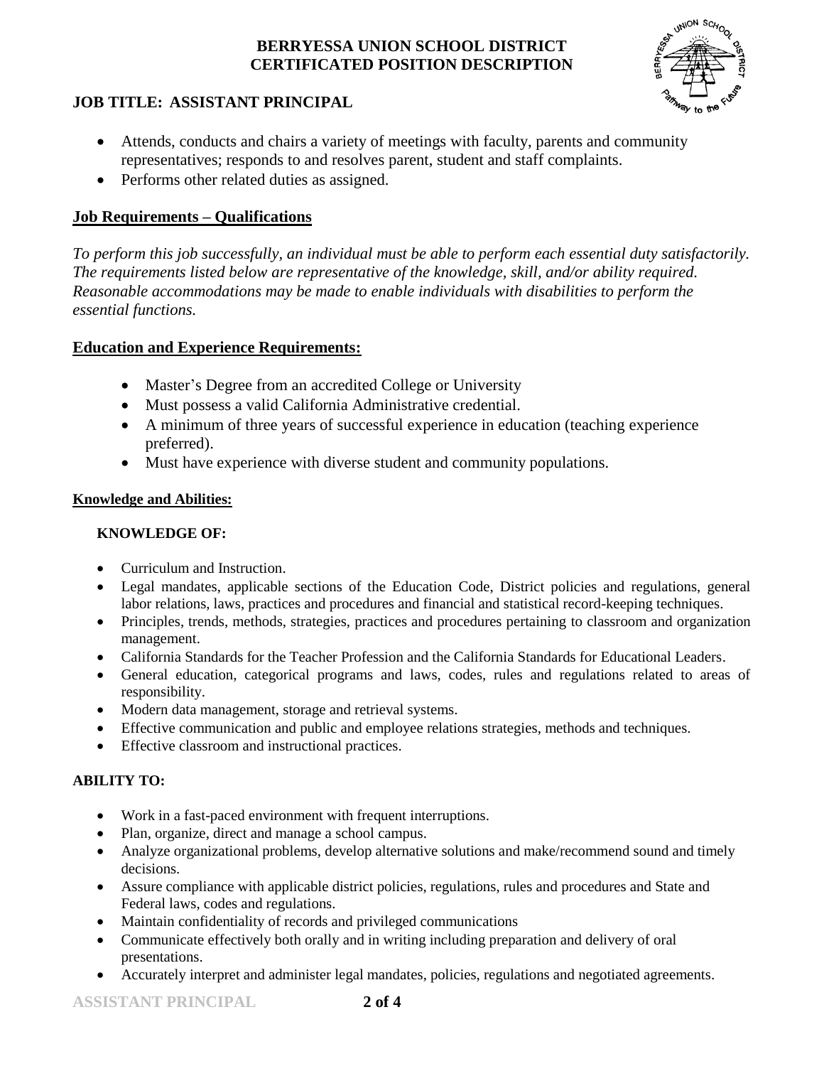- Attends, conducts and chairs a variety of meetings with faculty, parents and community representatives; responds to and resolves parent, student and staff complaints.
- Performs other related duties as assigned.

## Job Requirements – Qualifications

*To perform this job successfully, an individual must be able to perform each essential duty satisfactorily. The requirements listed below are representative of the knowledge, skill, and/or ability required. Reasonable accommodations may be made to enable individuals with disabilities to perform the essential functions.*

## Education and Experience Requirements:

- Master's Degree from an accredited College or University
- Must possess a valid California Administrative credential.
- A minimum of three years of successful experience in education (teaching experience preferred).
- Must have experience with diverse student and community populations.

### Knowledge and Abilities:

**KNOWLEDGE OF:**

- Curriculum and Instruction.
- Legal mandates, applicable sections of the Education Code, District policies and regulations, general labor relations, laws, practices and procedures and financial and statistical record-keeping techniques.
- Principles, trends, methods, strategies, practices and procedures pertaining to classroom and organization management.
- California Standards for the Teacher Profession and the California Standards for Educational Leaders.
- General education, categorical programs and laws, codes, rules and regulations related to areas of responsibility.
- Modern data management, storage and retrieval systems.
- Effective communication and public and employee relations strategies, methods and techniques.
- Effective classroom and instructional practices.

**ABILITY TO:**

- Work in a fast-paced environment with frequent interruptions.
- Plan, organize, direct and manage a school campus.
- Analyze organizational problems, develop alternative solutions and make/recommend sound and timely decisions.
- Assure compliance with applicable district policies, regulations, rules and procedures and State and Federal laws, codes and regulations.
- Maintain confidentiality of records and privileged communications
- Communicate effectively both orally and in writing including preparation and delivery of oral presentations.
- Accurately interpret and administer legal mandates, policies, regulations and negotiated agreements.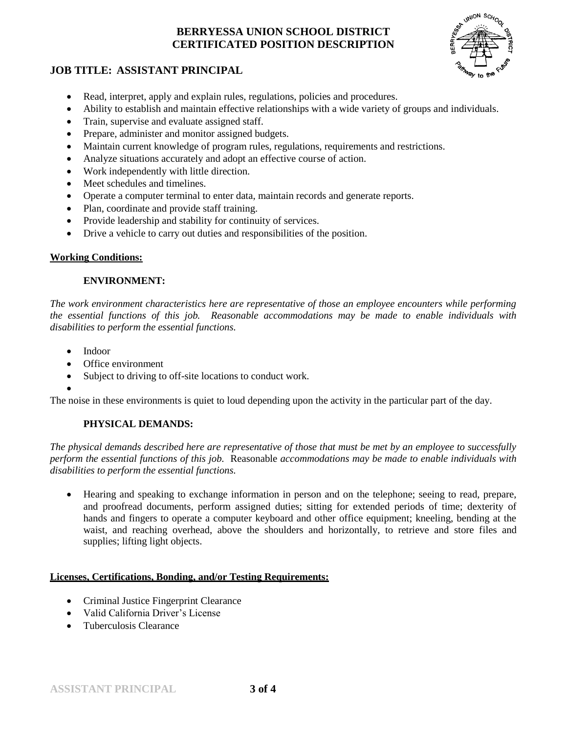- Read, interpret, apply and explain rules, regulations, policies and procedures.
- Ability to establish and maintain effective relationships with a wide variety of groups and individuals.
- Train, supervise and evaluate assigned staff.
- Prepare, administer and monitor assigned budgets.
- Maintain current knowledge of program rules, regulations, requirements and restrictions.
- Analyze situations accurately and adopt an effective course of action.
- Work independently with little direction.
- Meet schedules and timelines.
- Operate a computer terminal to enter data, maintain records and generate reports.
- Plan, coordinate and provide staff training.
- Provide leadership and stability for continuity of services.
- Drive a vehicle to carry out duties and responsibilities of the position.

**Working Conditions:**

**ENVIRONMENT:**

*The work environment characteristics here are representative of those an employee encounters while performing the essential functions of this job. Reasonable accommodations may be made to enable individuals with disabilities to perform the essential functions.*

- Indoor
- Office environment
- Subject to driving to off-site locations to conduct work.

The noise in these environments is quiet to loud depending upon the activity in the particular part of the day.

**PHYSICAL DEMANDS:**

*The physical demands described here are representative of those that must be met by an employee to successfully perform the essential functions of this job.* Reasonable *accommodations may be made to enable individuals with disabilities to perform the essential functions.*

- Hearing and speaking to exchange information in person and on the telephone; seeing to read, prepare, and proofread documents, perform assigned duties; sitting for extended periods of time; dexterity of hands and fingers to operate a computer keyboard and other office equipment; kneeling, bending at the waist, and reaching overhead, above the shoulders and horizontally, to retrieve and store files and supplies; lifting light objects.

**Licenses, Certifications, Bonding, and/or Testing Requirements:**

- Criminal Justice Fingerprint Clearance
- Valid California Driver's License
- Tuberculosis Clearance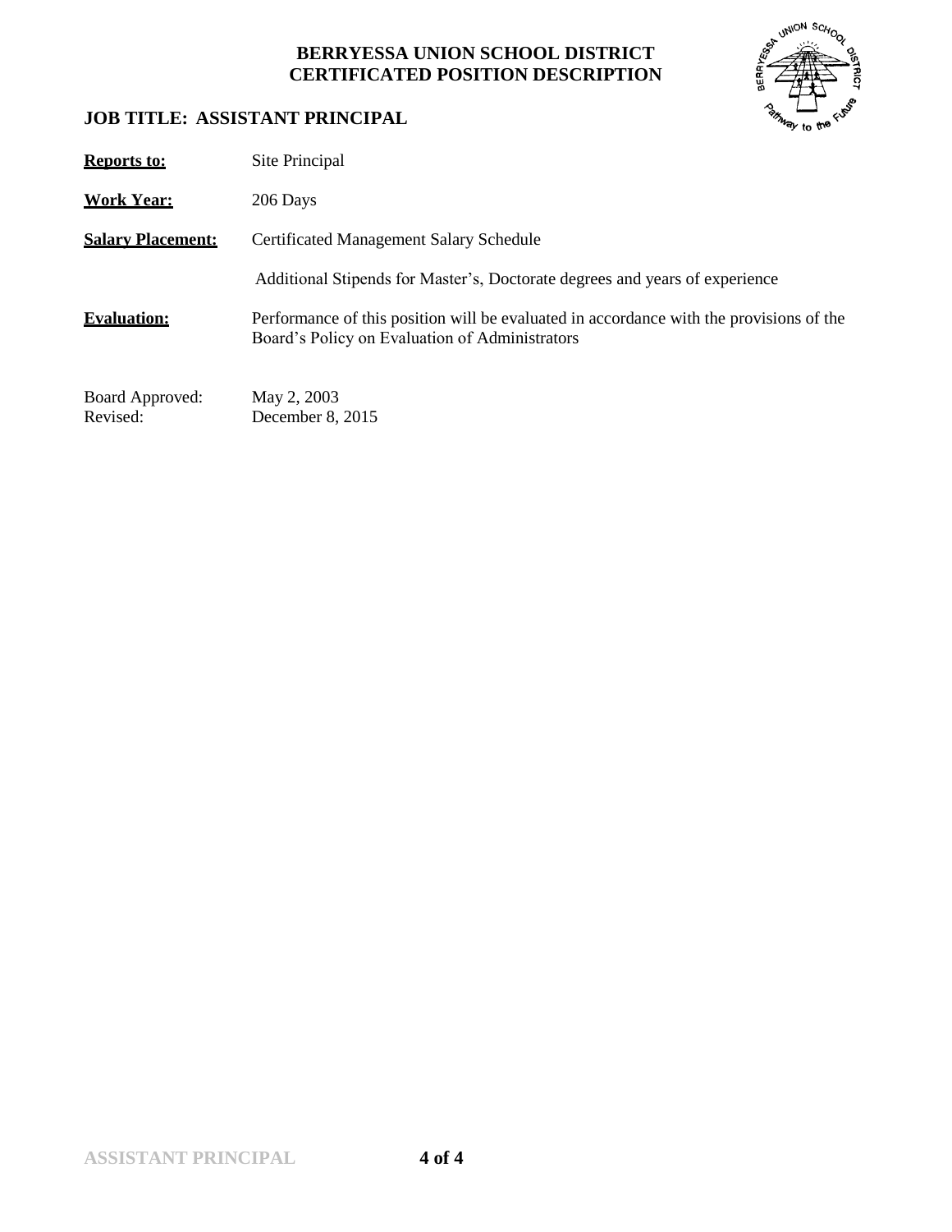**BERRYESSA UNION SCHOOL DISTRICT**
**CERTIFICATED POSITION DESCRIPTION**

## JOB TITLE: ASSISTANT PRINCIPAL

| | |
|---|---|
| **Reports to:** | Site Principal |
| **Work Year:** | 206 Days |
| **Salary Placement:** | Certificated Management Salary Schedule |
| | Additional Stipends for Master's, Doctorate degrees and years of experience |
| **Evaluation:** | Performance of this position will be evaluated in accordance with the provisions of the Board's Policy on Evaluation of Administrators |

Board Approved: May 2, 2003
Revised: December 8, 2015